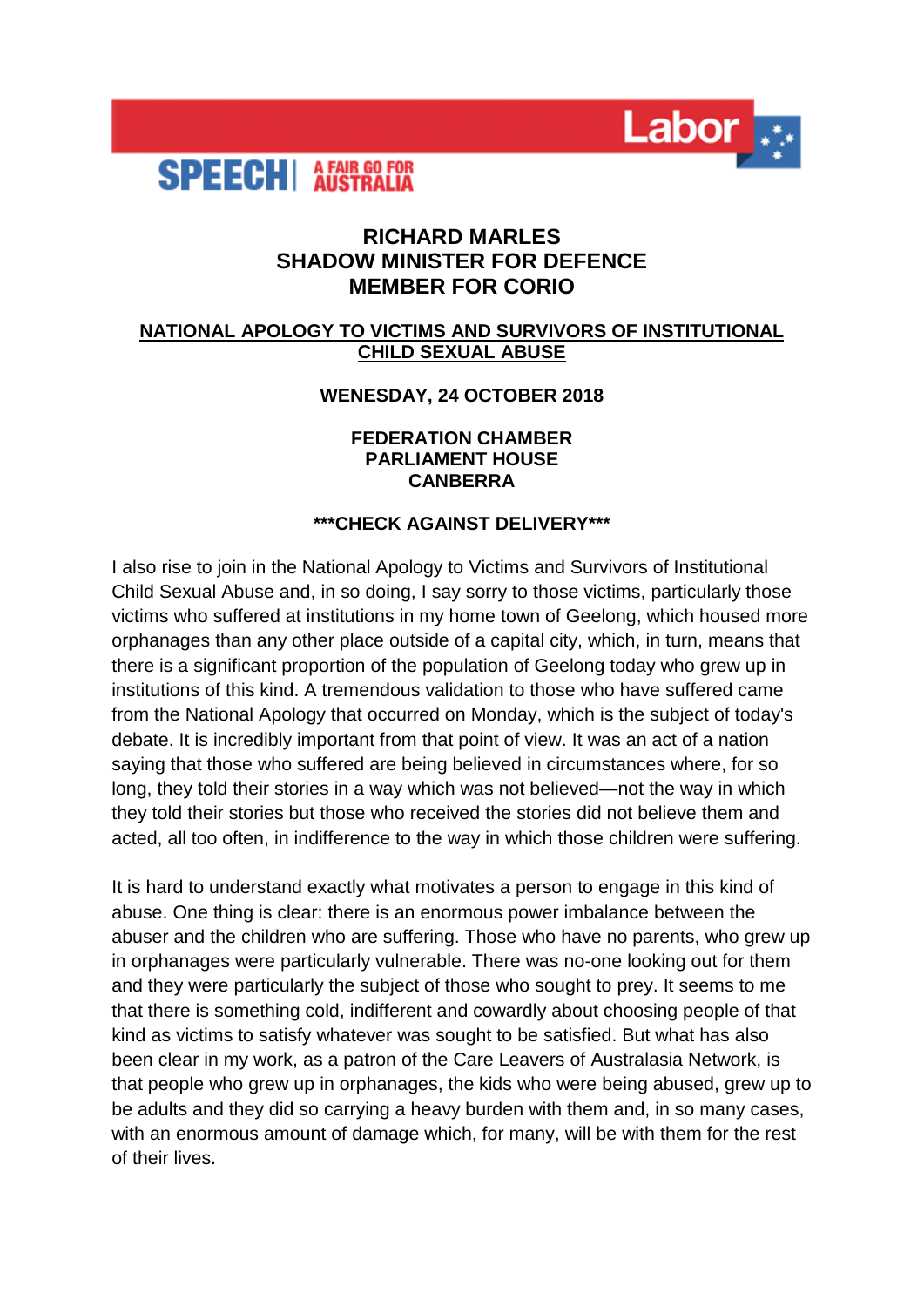**Labor**

**SPEECH** | **A FAIR GO FOR AUSTRALIA**

# RICHARD MARLES
## SHADOW MINISTER FOR DEFENCE
## MEMBER FOR CORIO

**NATIONAL APOLOGY TO VICTIMS AND SURVIVORS OF INSTITUTIONAL CHILD SEXUAL ABUSE**

**WENESDAY, 24 OCTOBER 2018**

**FEDERATION CHAMBER**
**PARLIAMENT HOUSE**
**CANBERRA**

**\*\*\*CHECK AGAINST DELIVERY\*\*\***

I also rise to join in the National Apology to Victims and Survivors of Institutional Child Sexual Abuse and, in so doing, I say sorry to those victims, particularly those victims who suffered at institutions in my home town of Geelong, which housed more orphanages than any other place outside of a capital city, which, in turn, means that there is a significant proportion of the population of Geelong today who grew up in institutions of this kind. A tremendous validation to those who have suffered came from the National Apology that occurred on Monday, which is the subject of today's debate. It is incredibly important from that point of view. It was an act of a nation saying that those who suffered are being believed in circumstances where, for so long, they told their stories in a way which was not believed—not the way in which they told their stories but those who received the stories did not believe them and acted, all too often, in indifference to the way in which those children were suffering.

It is hard to understand exactly what motivates a person to engage in this kind of abuse. One thing is clear: there is an enormous power imbalance between the abuser and the children who are suffering. Those who have no parents, who grew up in orphanages were particularly vulnerable. There was no-one looking out for them and they were particularly the subject of those who sought to prey. It seems to me that there is something cold, indifferent and cowardly about choosing people of that kind as victims to satisfy whatever was sought to be satisfied. But what has also been clear in my work, as a patron of the Care Leavers of Australasia Network, is that people who grew up in orphanages, the kids who were being abused, grew up to be adults and they did so carrying a heavy burden with them and, in so many cases, with an enormous amount of damage which, for many, will be with them for the rest of their lives.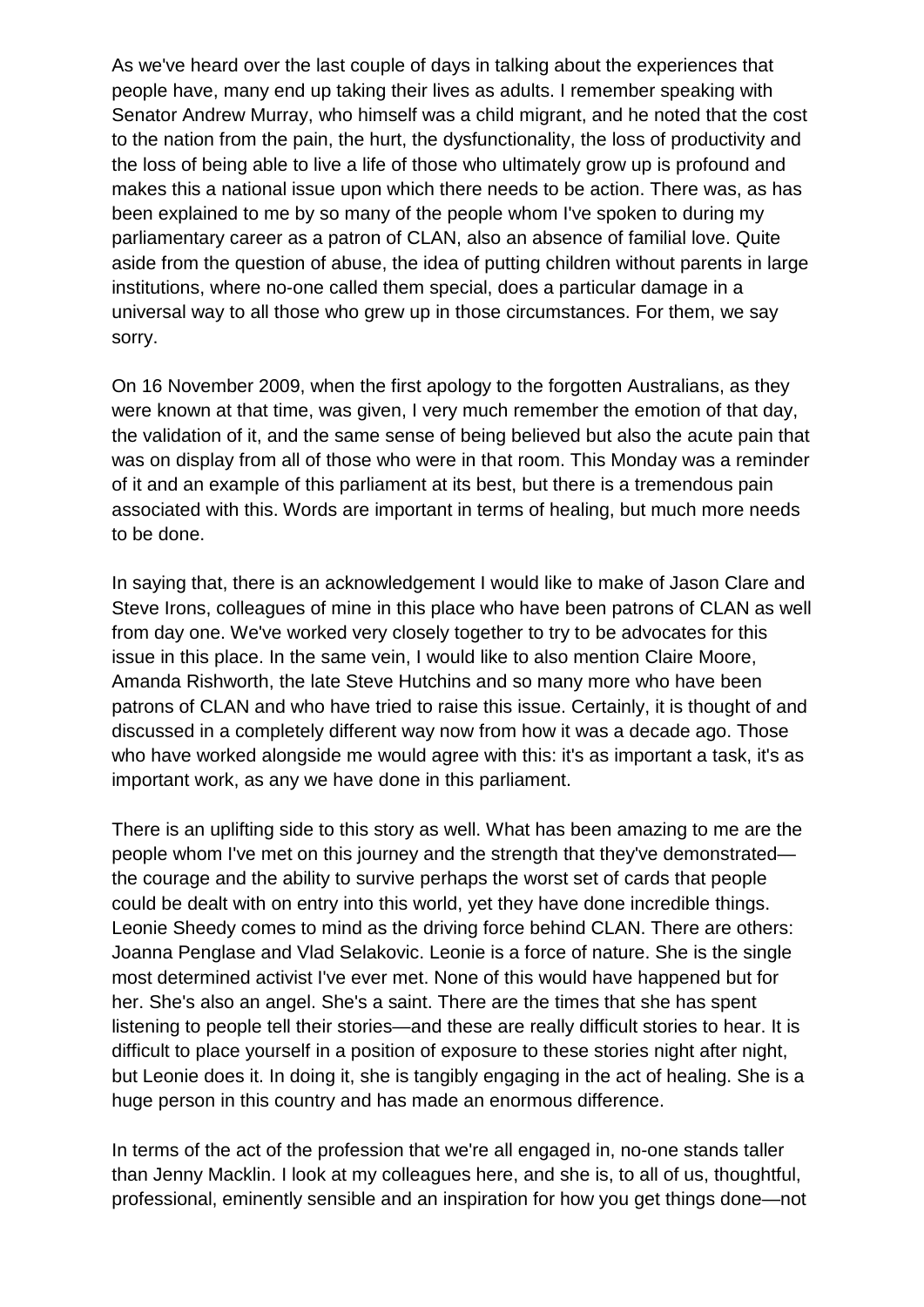As we've heard over the last couple of days in talking about the experiences that people have, many end up taking their lives as adults. I remember speaking with Senator Andrew Murray, who himself was a child migrant, and he noted that the cost to the nation from the pain, the hurt, the dysfunctionality, the loss of productivity and the loss of being able to live a life of those who ultimately grow up is profound and makes this a national issue upon which there needs to be action. There was, as has been explained to me by so many of the people whom I've spoken to during my parliamentary career as a patron of CLAN, also an absence of familial love. Quite aside from the question of abuse, the idea of putting children without parents in large institutions, where no-one called them special, does a particular damage in a universal way to all those who grew up in those circumstances. For them, we say sorry.

On 16 November 2009, when the first apology to the forgotten Australians, as they were known at that time, was given, I very much remember the emotion of that day, the validation of it, and the same sense of being believed but also the acute pain that was on display from all of those who were in that room. This Monday was a reminder of it and an example of this parliament at its best, but there is a tremendous pain associated with this. Words are important in terms of healing, but much more needs to be done.

In saying that, there is an acknowledgement I would like to make of Jason Clare and Steve Irons, colleagues of mine in this place who have been patrons of CLAN as well from day one. We've worked very closely together to try to be advocates for this issue in this place. In the same vein, I would like to also mention Claire Moore, Amanda Rishworth, the late Steve Hutchins and so many more who have been patrons of CLAN and who have tried to raise this issue. Certainly, it is thought of and discussed in a completely different way now from how it was a decade ago. Those who have worked alongside me would agree with this: it's as important a task, it's as important work, as any we have done in this parliament.

There is an uplifting side to this story as well. What has been amazing to me are the people whom I've met on this journey and the strength that they've demonstrated—the courage and the ability to survive perhaps the worst set of cards that people could be dealt with on entry into this world, yet they have done incredible things. Leonie Sheedy comes to mind as the driving force behind CLAN. There are others: Joanna Penglase and Vlad Selakovic. Leonie is a force of nature. She is the single most determined activist I've ever met. None of this would have happened but for her. She's also an angel. She's a saint. There are the times that she has spent listening to people tell their stories—and these are really difficult stories to hear. It is difficult to place yourself in a position of exposure to these stories night after night, but Leonie does it. In doing it, she is tangibly engaging in the act of healing. She is a huge person in this country and has made an enormous difference.

In terms of the act of the profession that we're all engaged in, no-one stands taller than Jenny Macklin. I look at my colleagues here, and she is, to all of us, thoughtful, professional, eminently sensible and an inspiration for how you get things done—not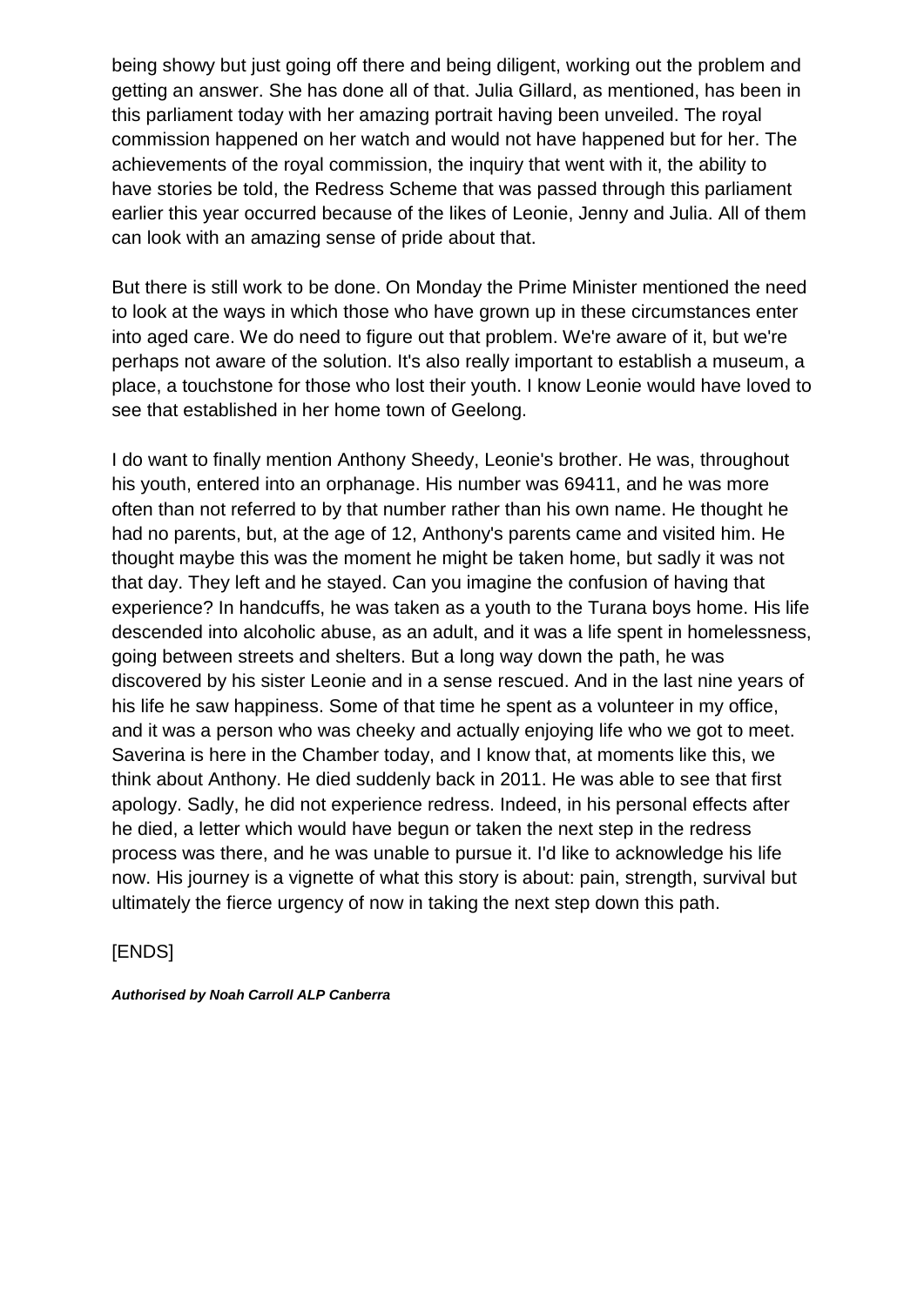being showy but just going off there and being diligent, working out the problem and getting an answer. She has done all of that. Julia Gillard, as mentioned, has been in this parliament today with her amazing portrait having been unveiled. The royal commission happened on her watch and would not have happened but for her. The achievements of the royal commission, the inquiry that went with it, the ability to have stories be told, the Redress Scheme that was passed through this parliament earlier this year occurred because of the likes of Leonie, Jenny and Julia. All of them can look with an amazing sense of pride about that.

But there is still work to be done. On Monday the Prime Minister mentioned the need to look at the ways in which those who have grown up in these circumstances enter into aged care. We do need to figure out that problem. We're aware of it, but we're perhaps not aware of the solution. It's also really important to establish a museum, a place, a touchstone for those who lost their youth. I know Leonie would have loved to see that established in her home town of Geelong.

I do want to finally mention Anthony Sheedy, Leonie's brother. He was, throughout his youth, entered into an orphanage. His number was 69411, and he was more often than not referred to by that number rather than his own name. He thought he had no parents, but, at the age of 12, Anthony's parents came and visited him. He thought maybe this was the moment he might be taken home, but sadly it was not that day. They left and he stayed. Can you imagine the confusion of having that experience? In handcuffs, he was taken as a youth to the Turana boys home. His life descended into alcoholic abuse, as an adult, and it was a life spent in homelessness, going between streets and shelters. But a long way down the path, he was discovered by his sister Leonie and in a sense rescued. And in the last nine years of his life he saw happiness. Some of that time he spent as a volunteer in my office, and it was a person who was cheeky and actually enjoying life who we got to meet. Saverina is here in the Chamber today, and I know that, at moments like this, we think about Anthony. He died suddenly back in 2011. He was able to see that first apology. Sadly, he did not experience redress. Indeed, in his personal effects after he died, a letter which would have begun or taken the next step in the redress process was there, and he was unable to pursue it. I'd like to acknowledge his life now. His journey is a vignette of what this story is about: pain, strength, survival but ultimately the fierce urgency of now in taking the next step down this path.

[ENDS]

***Authorised by Noah Carroll ALP Canberra***